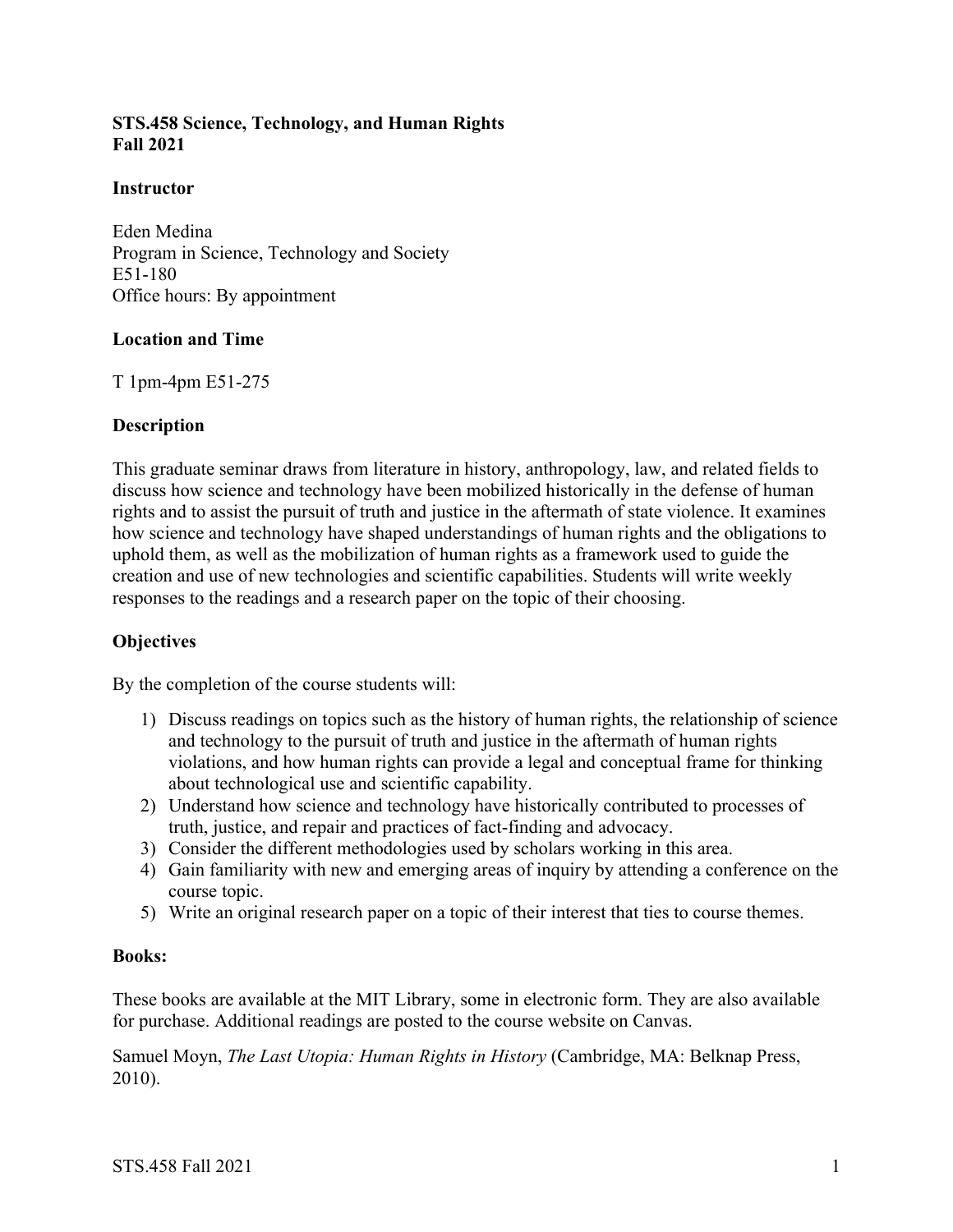**STS.458 Science, Technology, and Human Rights**
**Fall 2021**

**Instructor**

Eden Medina
Program in Science, Technology and Society
E51-180
Office hours: By appointment

**Location and Time**

T 1pm-4pm E51-275

**Description**

This graduate seminar draws from literature in history, anthropology, law, and related fields to discuss how science and technology have been mobilized historically in the defense of human rights and to assist the pursuit of truth and justice in the aftermath of state violence. It examines how science and technology have shaped understandings of human rights and the obligations to uphold them, as well as the mobilization of human rights as a framework used to guide the creation and use of new technologies and scientific capabilities. Students will write weekly responses to the readings and a research paper on the topic of their choosing.

**Objectives**

By the completion of the course students will:

1) Discuss readings on topics such as the history of human rights, the relationship of science and technology to the pursuit of truth and justice in the aftermath of human rights violations, and how human rights can provide a legal and conceptual frame for thinking about technological use and scientific capability.
2) Understand how science and technology have historically contributed to processes of truth, justice, and repair and practices of fact-finding and advocacy.
3) Consider the different methodologies used by scholars working in this area.
4) Gain familiarity with new and emerging areas of inquiry by attending a conference on the course topic.
5) Write an original research paper on a topic of their interest that ties to course themes.

**Books:**

These books are available at the MIT Library, some in electronic form. They are also available for purchase. Additional readings are posted to the course website on Canvas.

Samuel Moyn, *The Last Utopia: Human Rights in History* (Cambridge, MA: Belknap Press, 2010).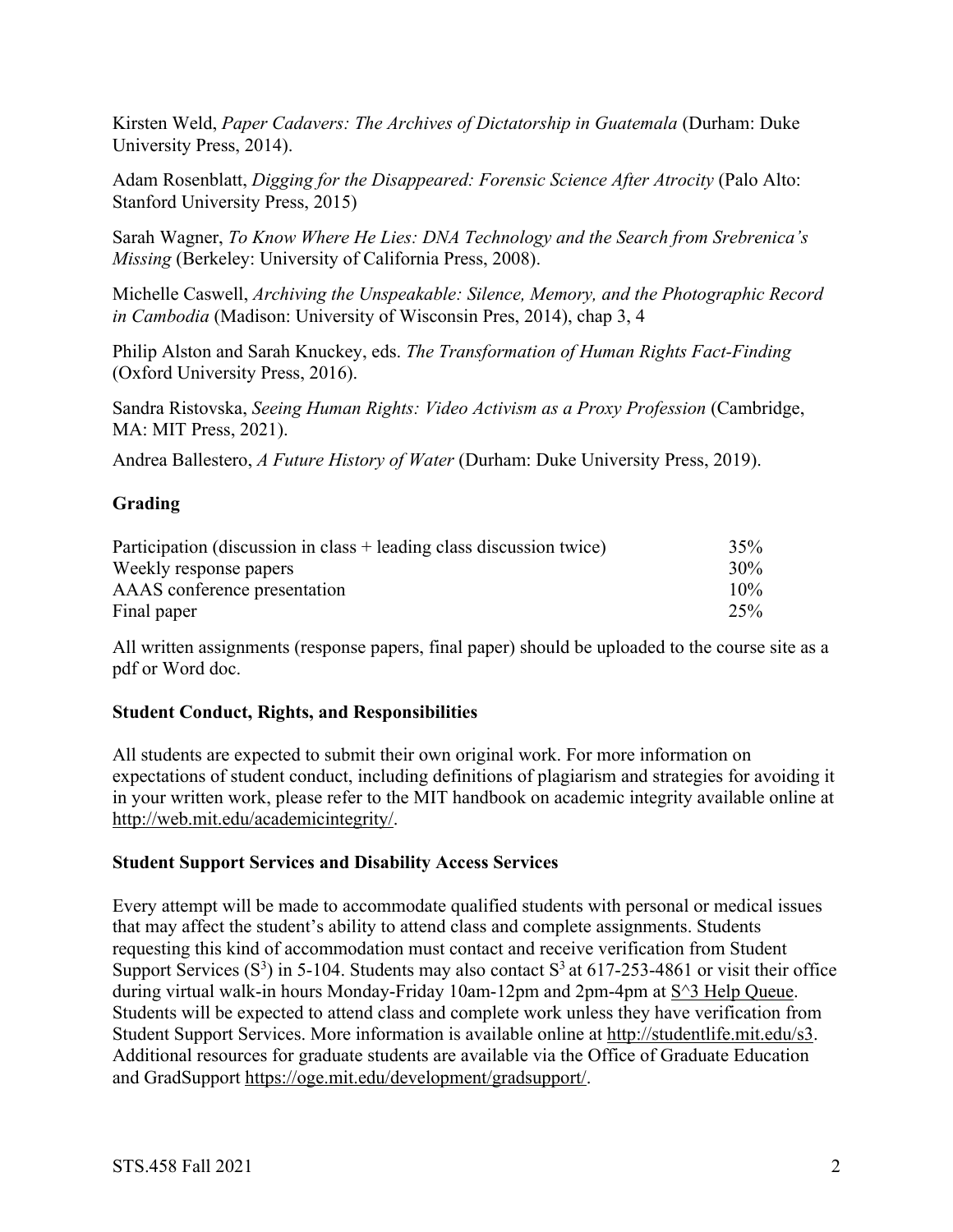Kirsten Weld, *Paper Cadavers: The Archives of Dictatorship in Guatemala* (Durham: Duke University Press, 2014).

Adam Rosenblatt, *Digging for the Disappeared: Forensic Science After Atrocity* (Palo Alto: Stanford University Press, 2015)

Sarah Wagner, *To Know Where He Lies: DNA Technology and the Search from Srebrenica's Missing* (Berkeley: University of California Press, 2008).

Michelle Caswell, *Archiving the Unspeakable: Silence, Memory, and the Photographic Record in Cambodia* (Madison: University of Wisconsin Pres, 2014), chap 3, 4

Philip Alston and Sarah Knuckey, eds. *The Transformation of Human Rights Fact-Finding* (Oxford University Press, 2016).

Sandra Ristovska, *Seeing Human Rights: Video Activism as a Proxy Profession* (Cambridge, MA: MIT Press, 2021).

Andrea Ballestero, *A Future History of Water* (Durham: Duke University Press, 2019).

## Grading

| | |
|---|---|
| Participation (discussion in class + leading class discussion twice) | 35% |
| Weekly response papers | 30% |
| AAAS conference presentation | 10% |
| Final paper | 25% |

All written assignments (response papers, final paper) should be uploaded to the course site as a pdf or Word doc.

## Student Conduct, Rights, and Responsibilities

All students are expected to submit their own original work. For more information on expectations of student conduct, including definitions of plagiarism and strategies for avoiding it in your written work, please refer to the MIT handbook on academic integrity available online at http://web.mit.edu/academicintegrity/.

## Student Support Services and Disability Access Services

Every attempt will be made to accommodate qualified students with personal or medical issues that may affect the student's ability to attend class and complete assignments. Students requesting this kind of accommodation must contact and receive verification from Student Support Services ($S^3$) in 5-104. Students may also contact $S^3$ at 617-253-4861 or visit their office during virtual walk-in hours Monday-Friday 10am-12pm and 2pm-4pm at S^3 Help Queue. Students will be expected to attend class and complete work unless they have verification from Student Support Services. More information is available online at http://studentlife.mit.edu/s3. Additional resources for graduate students are available via the Office of Graduate Education and GradSupport https://oge.mit.edu/development/gradsupport/.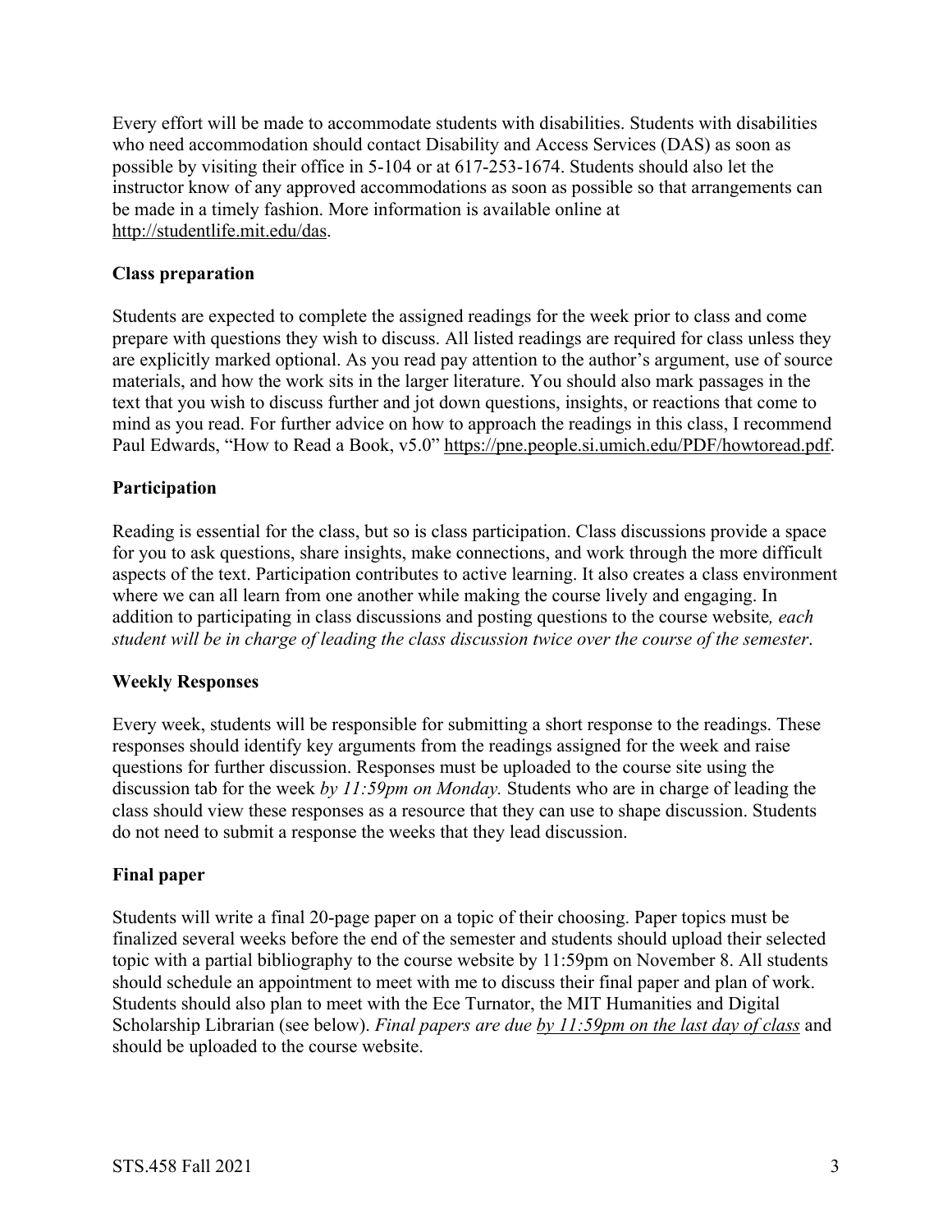Every effort will be made to accommodate students with disabilities. Students with disabilities who need accommodation should contact Disability and Access Services (DAS) as soon as possible by visiting their office in 5-104 or at 617-253-1674. Students should also let the instructor know of any approved accommodations as soon as possible so that arrangements can be made in a timely fashion. More information is available online at http://studentlife.mit.edu/das.

### Class preparation

Students are expected to complete the assigned readings for the week prior to class and come prepare with questions they wish to discuss. All listed readings are required for class unless they are explicitly marked optional. As you read pay attention to the author's argument, use of source materials, and how the work sits in the larger literature. You should also mark passages in the text that you wish to discuss further and jot down questions, insights, or reactions that come to mind as you read. For further advice on how to approach the readings in this class, I recommend Paul Edwards, "How to Read a Book, v5.0" https://pne.people.si.umich.edu/PDF/howtoread.pdf.

### Participation

Reading is essential for the class, but so is class participation. Class discussions provide a space for you to ask questions, share insights, make connections, and work through the more difficult aspects of the text. Participation contributes to active learning. It also creates a class environment where we can all learn from one another while making the course lively and engaging. In addition to participating in class discussions and posting questions to the course website*, each student will be in charge of leading the class discussion twice over the course of the semester*.

### Weekly Responses

Every week, students will be responsible for submitting a short response to the readings. These responses should identify key arguments from the readings assigned for the week and raise questions for further discussion. Responses must be uploaded to the course site using the discussion tab for the week *by 11:59pm on Monday.* Students who are in charge of leading the class should view these responses as a resource that they can use to shape discussion. Students do not need to submit a response the weeks that they lead discussion.

### Final paper

Students will write a final 20-page paper on a topic of their choosing. Paper topics must be finalized several weeks before the end of the semester and students should upload their selected topic with a partial bibliography to the course website by 11:59pm on November 8. All students should schedule an appointment to meet with me to discuss their final paper and plan of work. Students should also plan to meet with the Ece Turnator, the MIT Humanities and Digital Scholarship Librarian (see below). *Final papers are due by 11:59pm on the last day of class* and should be uploaded to the course website.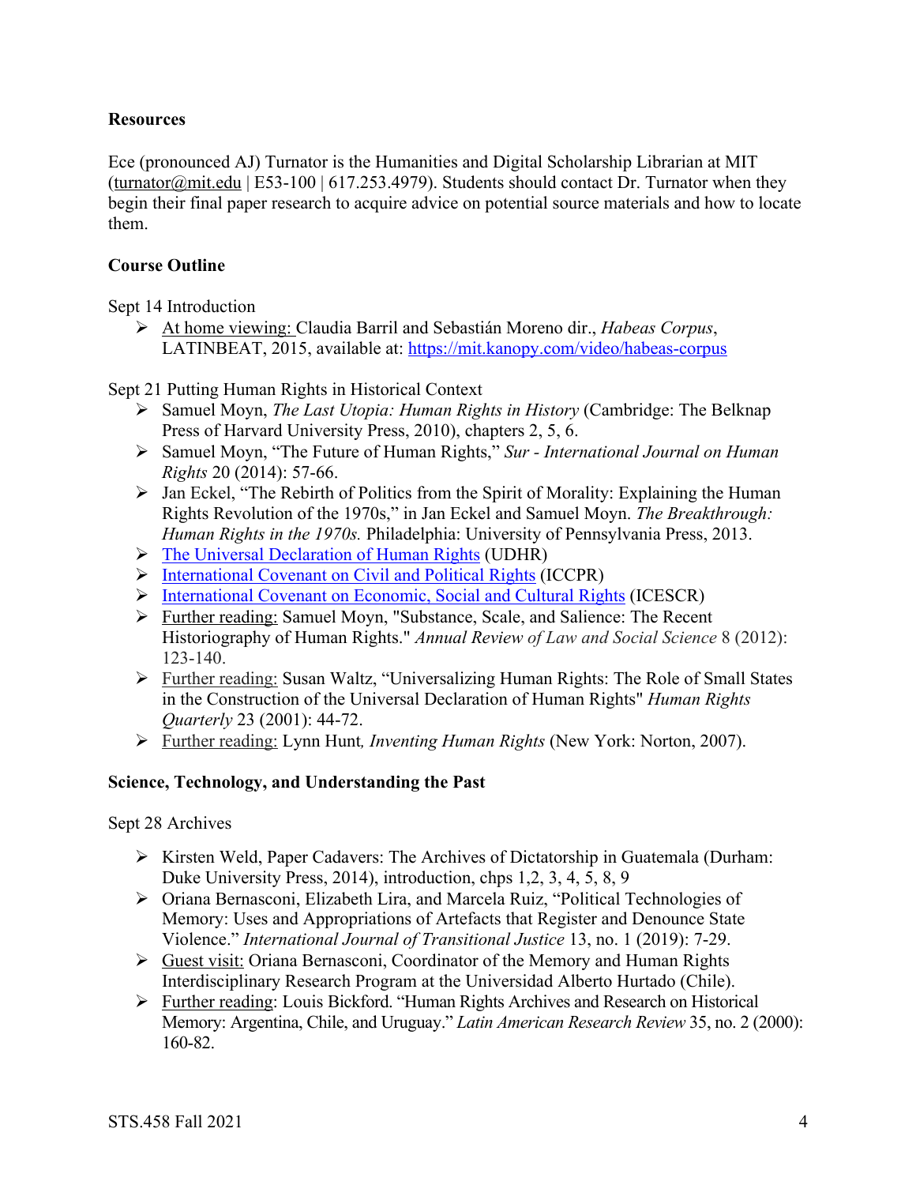**Resources**

Ece (pronounced AJ) Turnator is the Humanities and Digital Scholarship Librarian at MIT (turnator@mit.edu | E53-100 | 617.253.4979). Students should contact Dr. Turnator when they begin their final paper research to acquire advice on potential source materials and how to locate them.

**Course Outline**

Sept 14 Introduction

- At home viewing: Claudia Barril and Sebastián Moreno dir., *Habeas Corpus*, LATINBEAT, 2015, available at: https://mit.kanopy.com/video/habeas-corpus

Sept 21 Putting Human Rights in Historical Context

- Samuel Moyn, *The Last Utopia: Human Rights in History* (Cambridge: The Belknap Press of Harvard University Press, 2010), chapters 2, 5, 6.
- Samuel Moyn, "The Future of Human Rights," *Sur - International Journal on Human Rights* 20 (2014): 57-66.
- Jan Eckel, "The Rebirth of Politics from the Spirit of Morality: Explaining the Human Rights Revolution of the 1970s," in Jan Eckel and Samuel Moyn. *The Breakthrough: Human Rights in the 1970s.* Philadelphia: University of Pennsylvania Press, 2013.
- The Universal Declaration of Human Rights (UDHR)
- International Covenant on Civil and Political Rights (ICCPR)
- International Covenant on Economic, Social and Cultural Rights (ICESCR)
- Further reading: Samuel Moyn, "Substance, Scale, and Salience: The Recent Historiography of Human Rights." *Annual Review of Law and Social Science* 8 (2012): 123-140.
- Further reading: Susan Waltz, "Universalizing Human Rights: The Role of Small States in the Construction of the Universal Declaration of Human Rights" *Human Rights Quarterly* 23 (2001): 44-72.
- Further reading: Lynn Hunt, *Inventing Human Rights* (New York: Norton, 2007).

**Science, Technology, and Understanding the Past**

Sept 28 Archives

- Kirsten Weld, Paper Cadavers: The Archives of Dictatorship in Guatemala (Durham: Duke University Press, 2014), introduction, chps 1,2, 3, 4, 5, 8, 9
- Oriana Bernasconi, Elizabeth Lira, and Marcela Ruiz, "Political Technologies of Memory: Uses and Appropriations of Artefacts that Register and Denounce State Violence." *International Journal of Transitional Justice* 13, no. 1 (2019): 7-29.
- Guest visit: Oriana Bernasconi, Coordinator of the Memory and Human Rights Interdisciplinary Research Program at the Universidad Alberto Hurtado (Chile).
- Further reading: Louis Bickford. "Human Rights Archives and Research on Historical Memory: Argentina, Chile, and Uruguay." *Latin American Research Review* 35, no. 2 (2000): 160-82.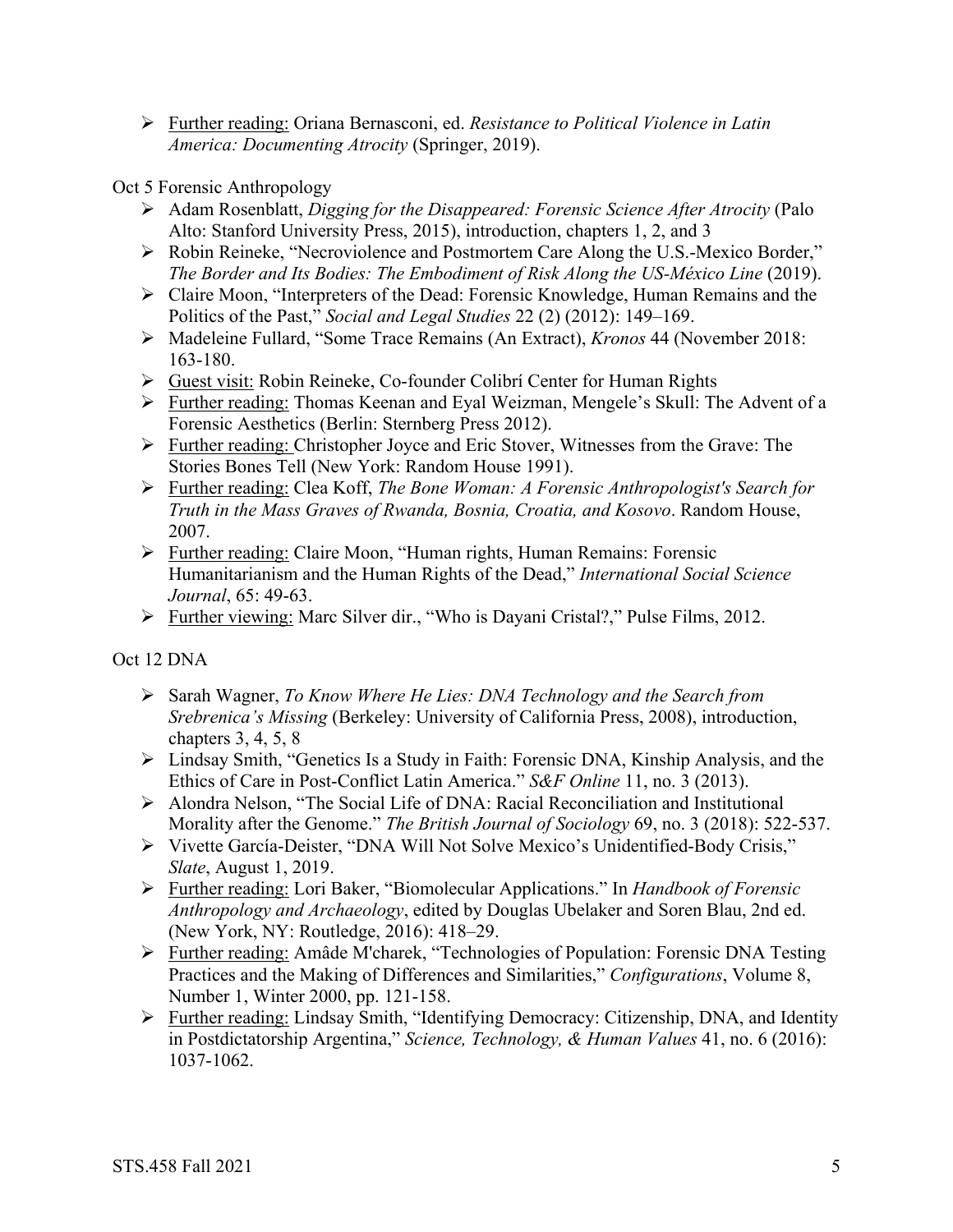- Further reading: Oriana Bernasconi, ed. *Resistance to Political Violence in Latin America: Documenting Atrocity* (Springer, 2019).

Oct 5 Forensic Anthropology

- Adam Rosenblatt, *Digging for the Disappeared: Forensic Science After Atrocity* (Palo Alto: Stanford University Press, 2015), introduction, chapters 1, 2, and 3
- Robin Reineke, "Necroviolence and Postmortem Care Along the U.S.-Mexico Border," *The Border and Its Bodies: The Embodiment of Risk Along the US-México Line* (2019).
- Claire Moon, "Interpreters of the Dead: Forensic Knowledge, Human Remains and the Politics of the Past," *Social and Legal Studies* 22 (2) (2012): 149–169.
- Madeleine Fullard, "Some Trace Remains (An Extract), *Kronos* 44 (November 2018: 163-180.
- Guest visit: Robin Reineke, Co-founder Colibrí Center for Human Rights
- Further reading: Thomas Keenan and Eyal Weizman, Mengele's Skull: The Advent of a Forensic Aesthetics (Berlin: Sternberg Press 2012).
- Further reading: Christopher Joyce and Eric Stover, Witnesses from the Grave: The Stories Bones Tell (New York: Random House 1991).
- Further reading: Clea Koff, *The Bone Woman: A Forensic Anthropologist's Search for Truth in the Mass Graves of Rwanda, Bosnia, Croatia, and Kosovo*. Random House, 2007.
- Further reading: Claire Moon, "Human rights, Human Remains: Forensic Humanitarianism and the Human Rights of the Dead," *International Social Science Journal*, 65: 49-63.
- Further viewing: Marc Silver dir., "Who is Dayani Cristal?," Pulse Films, 2012.

Oct 12 DNA

- Sarah Wagner, *To Know Where He Lies: DNA Technology and the Search from Srebrenica's Missing* (Berkeley: University of California Press, 2008), introduction, chapters 3, 4, 5, 8
- Lindsay Smith, "Genetics Is a Study in Faith: Forensic DNA, Kinship Analysis, and the Ethics of Care in Post-Conflict Latin America." *S&F Online* 11, no. 3 (2013).
- Alondra Nelson, "The Social Life of DNA: Racial Reconciliation and Institutional Morality after the Genome." *The British Journal of Sociology* 69, no. 3 (2018): 522-537.
- Vivette García-Deister, "DNA Will Not Solve Mexico's Unidentified-Body Crisis," *Slate*, August 1, 2019.
- Further reading: Lori Baker, "Biomolecular Applications." In *Handbook of Forensic Anthropology and Archaeology*, edited by Douglas Ubelaker and Soren Blau, 2nd ed. (New York, NY: Routledge, 2016): 418–29.
- Further reading: Amâde M'charek, "Technologies of Population: Forensic DNA Testing Practices and the Making of Differences and Similarities," *Configurations*, Volume 8, Number 1, Winter 2000, pp. 121-158.
- Further reading: Lindsay Smith, "Identifying Democracy: Citizenship, DNA, and Identity in Postdictatorship Argentina," *Science, Technology, & Human Values* 41, no. 6 (2016): 1037-1062.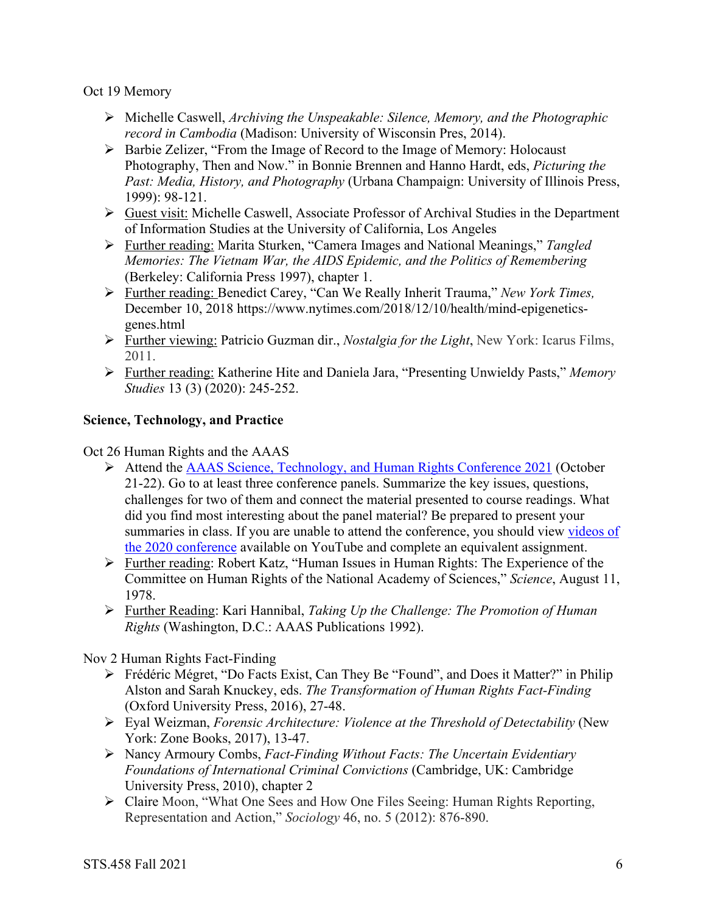Oct 19 Memory

- Michelle Caswell, *Archiving the Unspeakable: Silence, Memory, and the Photographic record in Cambodia* (Madison: University of Wisconsin Pres, 2014).
- Barbie Zelizer, "From the Image of Record to the Image of Memory: Holocaust Photography, Then and Now." in Bonnie Brennen and Hanno Hardt, eds, *Picturing the Past: Media, History, and Photography* (Urbana Champaign: University of Illinois Press, 1999): 98-121.
- Guest visit: Michelle Caswell, Associate Professor of Archival Studies in the Department of Information Studies at the University of California, Los Angeles
- Further reading: Marita Sturken, "Camera Images and National Meanings," *Tangled Memories: The Vietnam War, the AIDS Epidemic, and the Politics of Remembering* (Berkeley: California Press 1997), chapter 1.
- Further reading: Benedict Carey, "Can We Really Inherit Trauma," *New York Times,* December 10, 2018 https://www.nytimes.com/2018/12/10/health/mind-epigenetics-genes.html
- Further viewing: Patricio Guzman dir., *Nostalgia for the Light*, New York: Icarus Films, 2011.
- Further reading: Katherine Hite and Daniela Jara, "Presenting Unwieldy Pasts," *Memory Studies* 13 (3) (2020): 245-252.

**Science, Technology, and Practice**

Oct 26 Human Rights and the AAAS

- Attend the [AAAS Science, Technology, and Human Rights Conference 2021]() (October 21-22). Go to at least three conference panels. Summarize the key issues, questions, challenges for two of them and connect the material presented to course readings. What did you find most interesting about the panel material? Be prepared to present your summaries in class. If you are unable to attend the conference, you should view [videos of the 2020 conference]() available on YouTube and complete an equivalent assignment.
- Further reading: Robert Katz, "Human Issues in Human Rights: The Experience of the Committee on Human Rights of the National Academy of Sciences," *Science*, August 11, 1978.
- Further Reading: Kari Hannibal, *Taking Up the Challenge: The Promotion of Human Rights* (Washington, D.C.: AAAS Publications 1992).

Nov 2 Human Rights Fact-Finding

- Frédéric Mégret, "Do Facts Exist, Can They Be "Found", and Does it Matter?" in Philip Alston and Sarah Knuckey, eds. *The Transformation of Human Rights Fact-Finding* (Oxford University Press, 2016), 27-48.
- Eyal Weizman, *Forensic Architecture: Violence at the Threshold of Detectability* (New York: Zone Books, 2017), 13-47.
- Nancy Armoury Combs, *Fact-Finding Without Facts: The Uncertain Evidentiary Foundations of International Criminal Convictions* (Cambridge, UK: Cambridge University Press, 2010), chapter 2
- Claire Moon, "What One Sees and How One Files Seeing: Human Rights Reporting, Representation and Action," *Sociology* 46, no. 5 (2012): 876-890.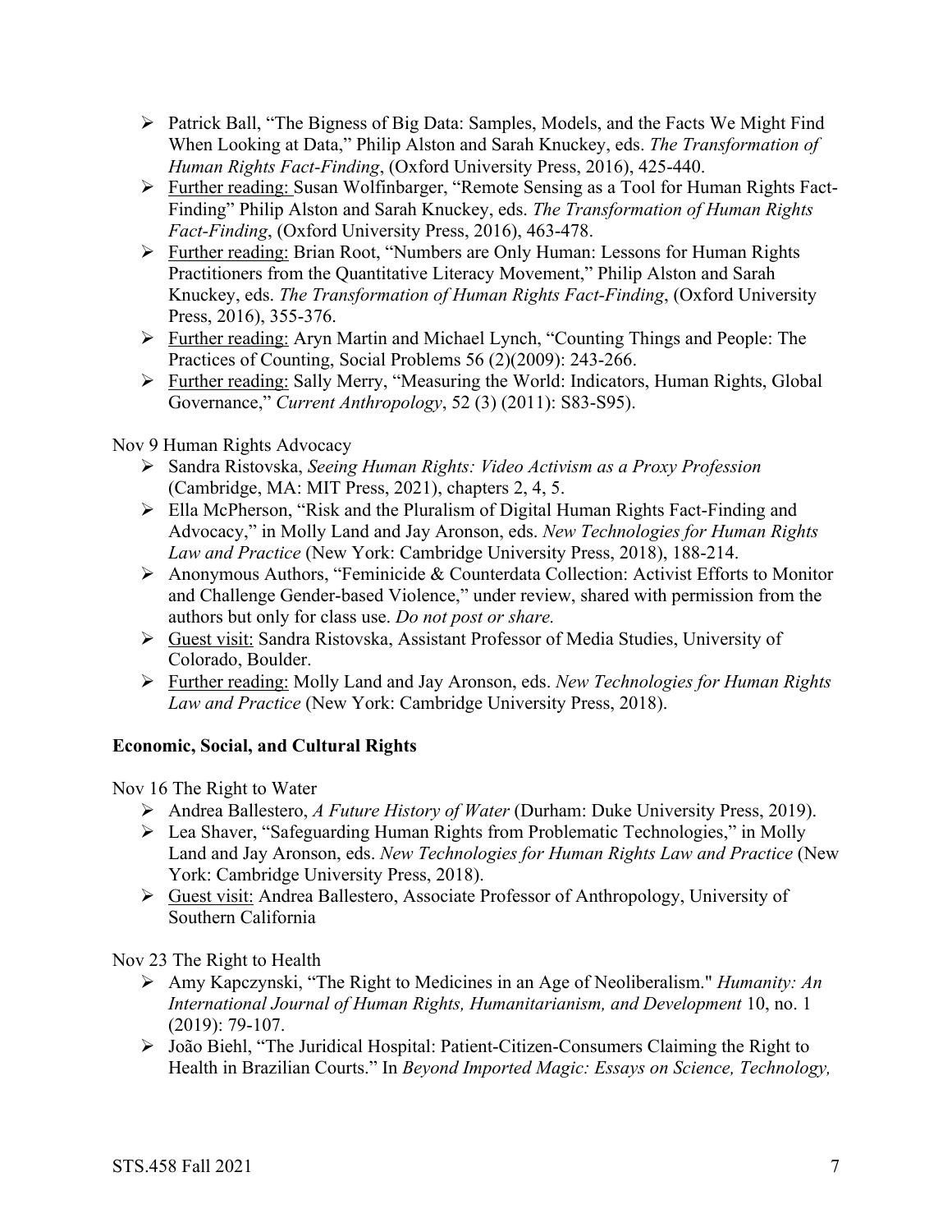- Patrick Ball, "The Bigness of Big Data: Samples, Models, and the Facts We Might Find When Looking at Data," Philip Alston and Sarah Knuckey, eds. *The Transformation of Human Rights Fact-Finding*, (Oxford University Press, 2016), 425-440.
- Further reading: Susan Wolfinbarger, "Remote Sensing as a Tool for Human Rights Fact-Finding" Philip Alston and Sarah Knuckey, eds. *The Transformation of Human Rights Fact-Finding*, (Oxford University Press, 2016), 463-478.
- Further reading: Brian Root, "Numbers are Only Human: Lessons for Human Rights Practitioners from the Quantitative Literacy Movement," Philip Alston and Sarah Knuckey, eds. *The Transformation of Human Rights Fact-Finding*, (Oxford University Press, 2016), 355-376.
- Further reading: Aryn Martin and Michael Lynch, "Counting Things and People: The Practices of Counting, Social Problems 56 (2)(2009): 243-266.
- Further reading: Sally Merry, "Measuring the World: Indicators, Human Rights, Global Governance," *Current Anthropology*, 52 (3) (2011): S83-S95).

Nov 9 Human Rights Advocacy

- Sandra Ristovska, *Seeing Human Rights: Video Activism as a Proxy Profession* (Cambridge, MA: MIT Press, 2021), chapters 2, 4, 5.
- Ella McPherson, "Risk and the Pluralism of Digital Human Rights Fact-Finding and Advocacy," in Molly Land and Jay Aronson, eds. *New Technologies for Human Rights Law and Practice* (New York: Cambridge University Press, 2018), 188-214.
- Anonymous Authors, "Feminicide & Counterdata Collection: Activist Efforts to Monitor and Challenge Gender-based Violence," under review, shared with permission from the authors but only for class use. *Do not post or share.*
- Guest visit: Sandra Ristovska, Assistant Professor of Media Studies, University of Colorado, Boulder.
- Further reading: Molly Land and Jay Aronson, eds. *New Technologies for Human Rights Law and Practice* (New York: Cambridge University Press, 2018).

**Economic, Social, and Cultural Rights**

Nov 16 The Right to Water

- Andrea Ballestero, *A Future History of Water* (Durham: Duke University Press, 2019).
- Lea Shaver, "Safeguarding Human Rights from Problematic Technologies," in Molly Land and Jay Aronson, eds. *New Technologies for Human Rights Law and Practice* (New York: Cambridge University Press, 2018).
- Guest visit: Andrea Ballestero, Associate Professor of Anthropology, University of Southern California

Nov 23 The Right to Health

- Amy Kapczynski, "The Right to Medicines in an Age of Neoliberalism." *Humanity: An International Journal of Human Rights, Humanitarianism, and Development* 10, no. 1 (2019): 79-107.
- João Biehl, "The Juridical Hospital: Patient-Citizen-Consumers Claiming the Right to Health in Brazilian Courts." In *Beyond Imported Magic: Essays on Science, Technology,*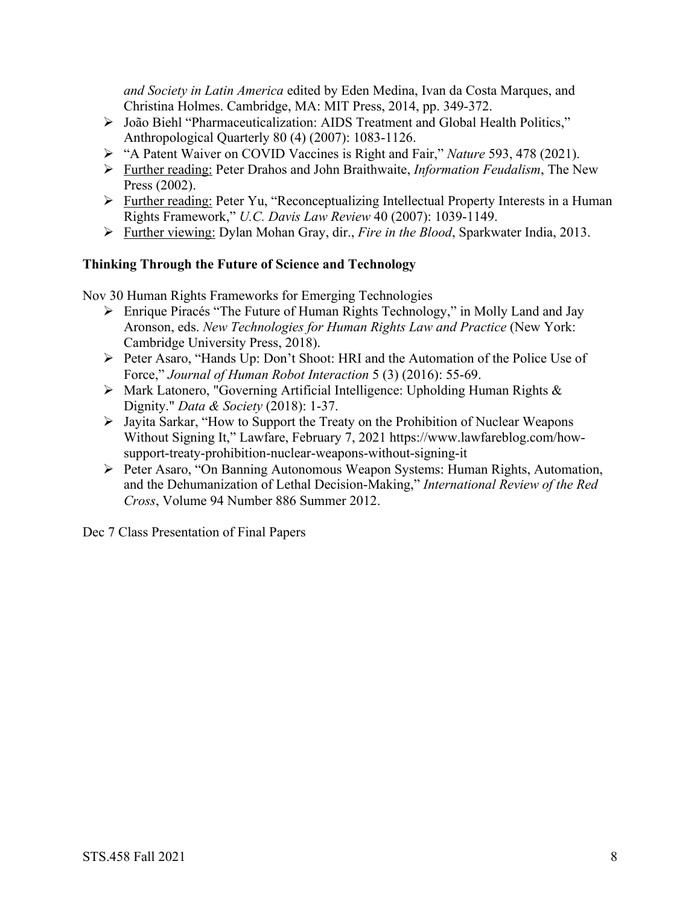*and Society in Latin America* edited by Eden Medina, Ivan da Costa Marques, and Christina Holmes. Cambridge, MA: MIT Press, 2014, pp. 349-372.

- João Biehl "Pharmaceuticalization: AIDS Treatment and Global Health Politics," Anthropological Quarterly 80 (4) (2007): 1083-1126.
- "A Patent Waiver on COVID Vaccines is Right and Fair," *Nature* 593, 478 (2021).
- Further reading: Peter Drahos and John Braithwaite, *Information Feudalism*, The New Press (2002).
- Further reading: Peter Yu, "Reconceptualizing Intellectual Property Interests in a Human Rights Framework," *U.C. Davis Law Review* 40 (2007): 1039-1149.
- Further viewing: Dylan Mohan Gray, dir., *Fire in the Blood*, Sparkwater India, 2013.

**Thinking Through the Future of Science and Technology**

Nov 30 Human Rights Frameworks for Emerging Technologies

- Enrique Piracés "The Future of Human Rights Technology," in Molly Land and Jay Aronson, eds. *New Technologies for Human Rights Law and Practice* (New York: Cambridge University Press, 2018).
- Peter Asaro, "Hands Up: Don't Shoot: HRI and the Automation of the Police Use of Force," *Journal of Human Robot Interaction* 5 (3) (2016): 55-69.
- Mark Latonero, "Governing Artificial Intelligence: Upholding Human Rights & Dignity." *Data & Society* (2018): 1-37.
- Jayita Sarkar, "How to Support the Treaty on the Prohibition of Nuclear Weapons Without Signing It," Lawfare, February 7, 2021 https://www.lawfareblog.com/how-support-treaty-prohibition-nuclear-weapons-without-signing-it
- Peter Asaro, "On Banning Autonomous Weapon Systems: Human Rights, Automation, and the Dehumanization of Lethal Decision-Making," *International Review of the Red Cross*, Volume 94 Number 886 Summer 2012.

Dec 7 Class Presentation of Final Papers